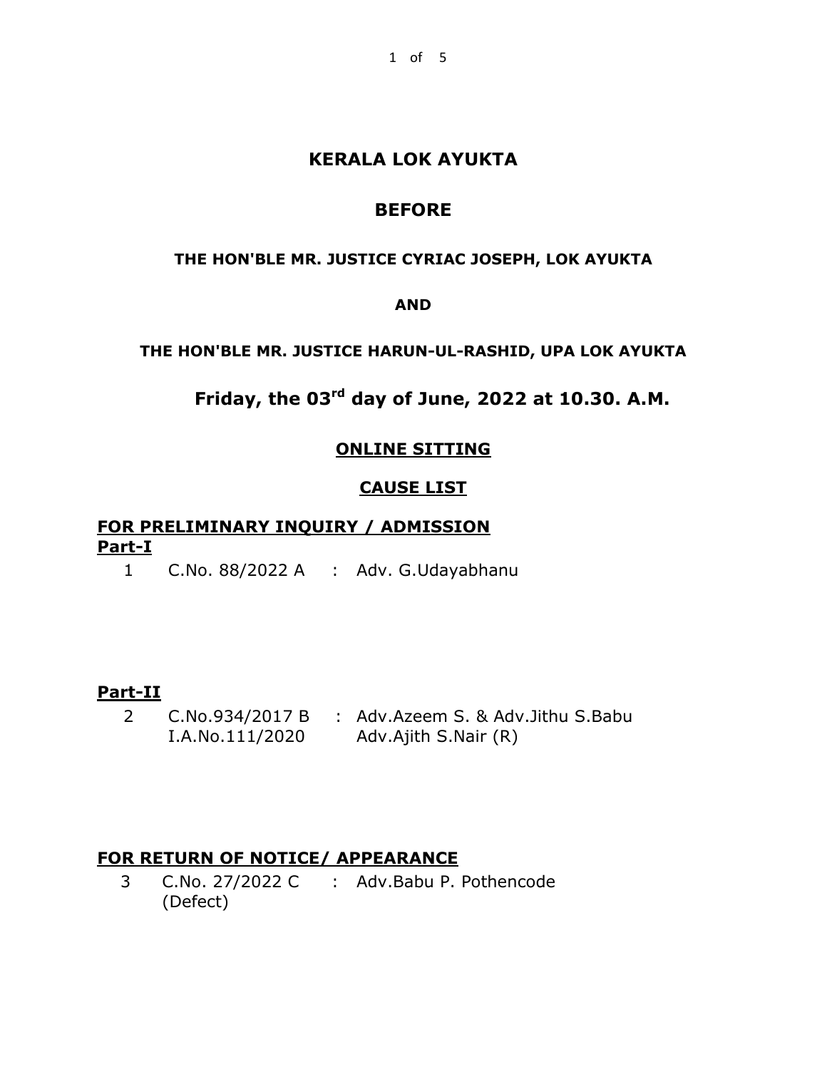# KERALA LOK AYUKTA

## BEFORE

**THE HON'BLE MR. JUSTICE CYRIAC JOSEPH, LOK AYUKTA**

**AND**

**THE HON'BLE MR. JUSTICE HARUN-UL-RASHID, UPA LOK AYUKTA**

**Friday, the 03rd day of June, 2022 at 10.30. A.M.**

**ONLINE SITTING**

**CAUSE LIST**

**FOR PRELIMINARY INQUIRY / ADMISSION**

**Part-I**

1 C.No. 88/2022 A : Adv. G.Udayabhanu

**Part-II**

2 C.No.934/2017 B : Adv.Azeem S. & Adv.Jithu S.Babu
I.A.No.111/2020 Adv.Ajith S.Nair (R)

**FOR RETURN OF NOTICE/ APPEARANCE**

3 C.No. 27/2022 C : Adv.Babu P. Pothencode
(Defect)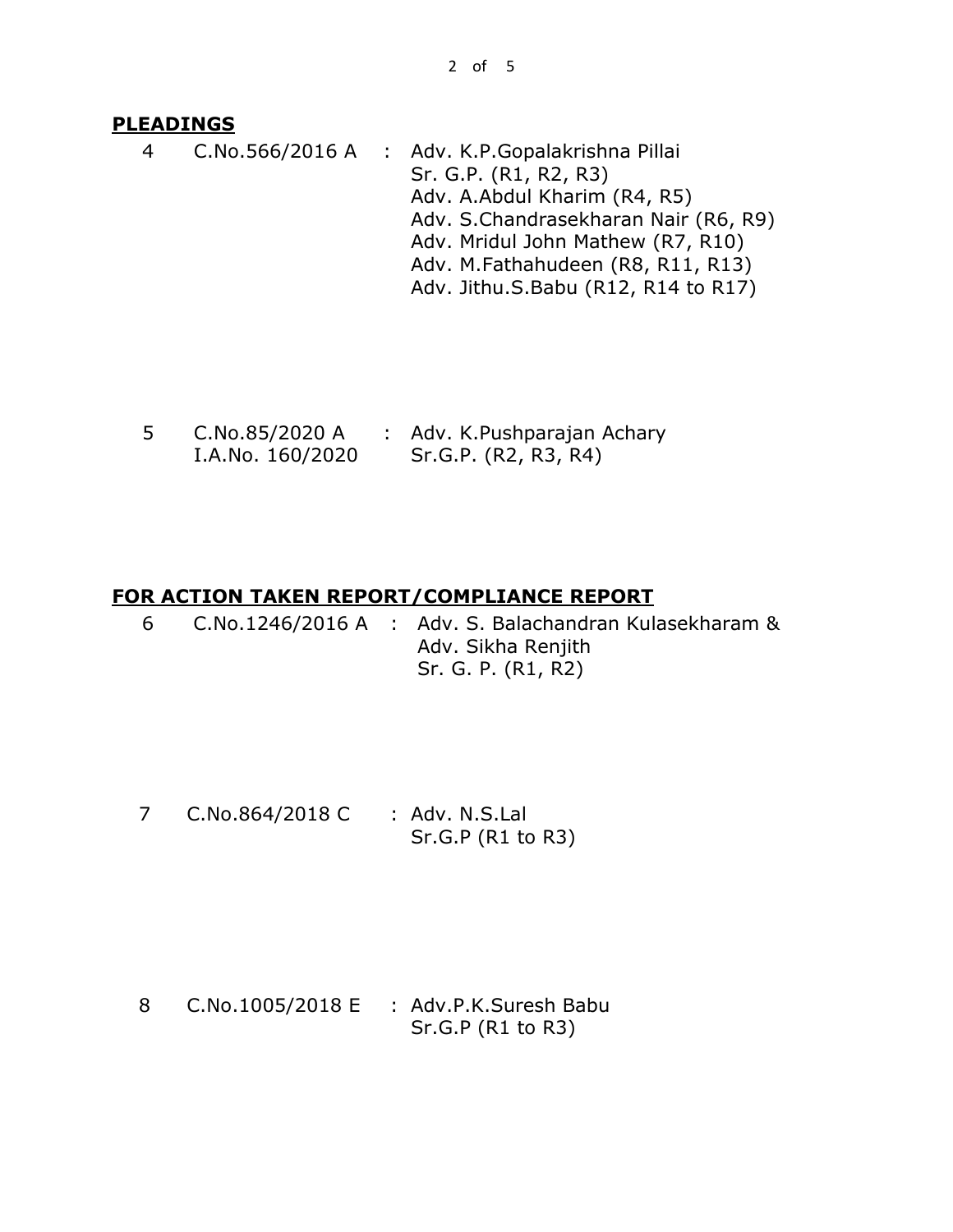## PLEADINGS

| No. | Case No. | | Counsel |
|---|---|---|---|
| 4 | C.No.566/2016 A | : | Adv. K.P.Gopalakrishna Pillai<br>Sr. G.P. (R1, R2, R3)<br>Adv. A.Abdul Kharim (R4, R5)<br>Adv. S.Chandrasekharan Nair (R6, R9)<br>Adv. Mridul John Mathew (R7, R10)<br>Adv. M.Fathahudeen (R8, R11, R13)<br>Adv. Jithu.S.Babu (R12, R14 to R17) |
| 5 | C.No.85/2020 A<br>I.A.No. 160/2020 | : | Adv. K.Pushparajan Achary<br>Sr.G.P. (R2, R3, R4) |

## FOR ACTION TAKEN REPORT/COMPLIANCE REPORT

| No. | Case No. | | Counsel |
|---|---|---|---|
| 6 | C.No.1246/2016 A | : | Adv. S. Balachandran Kulasekharam &<br>Adv. Sikha Renjith<br>Sr. G. P. (R1, R2) |
| 7 | C.No.864/2018 C | : | Adv. N.S.Lal<br>Sr.G.P (R1 to R3) |
| 8 | C.No.1005/2018 E | : | Adv.P.K.Suresh Babu<br>Sr.G.P (R1 to R3) |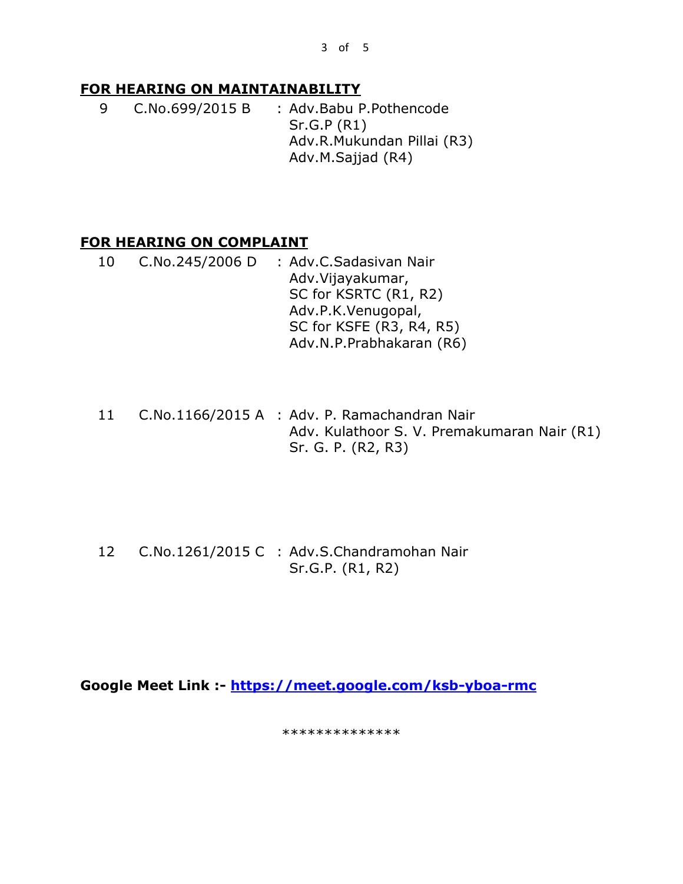## FOR HEARING ON MAINTAINABILITY

| | | |
|---|---|---|
| 9 | C.No.699/2015 B | : Adv.Babu P.Pothencode<br>Sr.G.P (R1)<br>Adv.R.Mukundan Pillai (R3)<br>Adv.M.Sajjad (R4) |

## FOR HEARING ON COMPLAINT

| | | |
|---|---|---|
| 10 | C.No.245/2006 D | : Adv.C.Sadasivan Nair<br>Adv.Vijayakumar,<br>SC for KSRTC (R1, R2)<br>Adv.P.K.Venugopal,<br>SC for KSFE (R3, R4, R5)<br>Adv.N.P.Prabhakaran (R6) |
| 11 | C.No.1166/2015 A | : Adv. P. Ramachandran Nair<br>Adv. Kulathoor S. V. Premakumaran Nair (R1)<br>Sr. G. P. (R2, R3) |
| 12 | C.No.1261/2015 C | : Adv.S.Chandramohan Nair<br>Sr.G.P. (R1, R2) |

**Google Meet Link :- [https://meet.google.com/ksb-yboa-rmc](https://meet.google.com/ksb-yboa-rmc)**

**************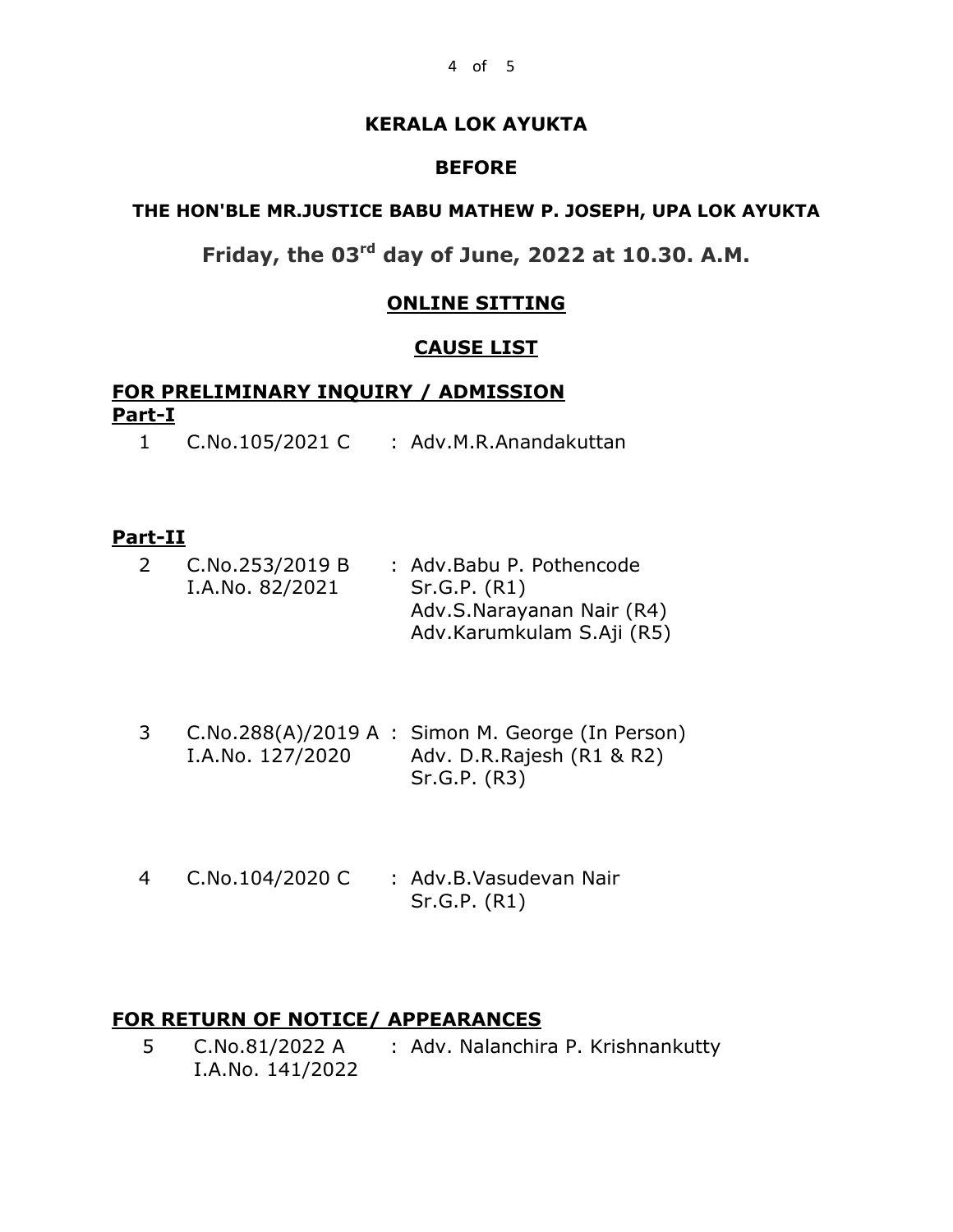**KERALA LOK AYUKTA**

**BEFORE**

**THE HON'BLE MR.JUSTICE BABU MATHEW P. JOSEPH, UPA LOK AYUKTA**

**Friday, the 03rd day of June, 2022 at 10.30. A.M.**

**ONLINE SITTING**

**CAUSE LIST**

**FOR PRELIMINARY INQUIRY / ADMISSION**

**Part-I**

| | | |
|---|---|---|
| 1 | C.No.105/2021 C | : Adv.M.R.Anandakuttan |

**Part-II**

| | | |
|---|---|---|
| 2 | C.No.253/2019 B<br>I.A.No. 82/2021 | : Adv.Babu P. Pothencode<br>Sr.G.P. (R1)<br>Adv.S.Narayanan Nair (R4)<br>Adv.Karumkulam S.Aji (R5) |
| 3 | C.No.288(A)/2019 A<br>I.A.No. 127/2020 | : Simon M. George (In Person)<br>Adv. D.R.Rajesh (R1 & R2)<br>Sr.G.P. (R3) |
| 4 | C.No.104/2020 C | : Adv.B.Vasudevan Nair<br>Sr.G.P. (R1) |

**FOR RETURN OF NOTICE/ APPEARANCES**

| | | |
|---|---|---|
| 5 | C.No.81/2022 A<br>I.A.No. 141/2022 | : Adv. Nalanchira P. Krishnankutty |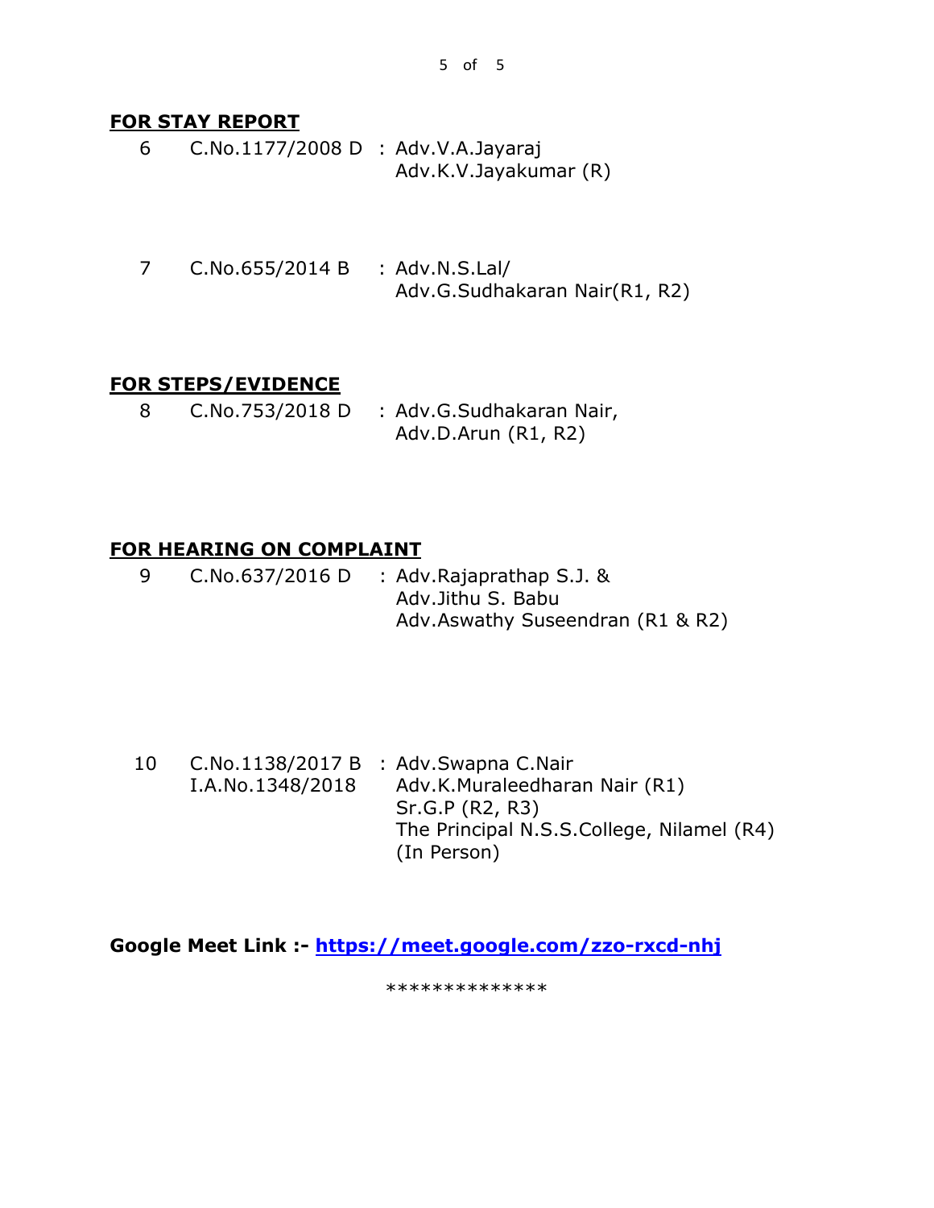**FOR STAY REPORT**

| | | |
|---|---|---|
| 6 | C.No.1177/2008 D | : Adv.V.A.Jayaraj<br>Adv.K.V.Jayakumar (R) |
| 7 | C.No.655/2014 B | : Adv.N.S.Lal/<br>Adv.G.Sudhakaran Nair(R1, R2) |

**FOR STEPS/EVIDENCE**

| | | |
|---|---|---|
| 8 | C.No.753/2018 D | : Adv.G.Sudhakaran Nair,<br>Adv.D.Arun (R1, R2) |

**FOR HEARING ON COMPLAINT**

| | | |
|---|---|---|
| 9 | C.No.637/2016 D | : Adv.Rajaprathap S.J. &<br>Adv.Jithu S. Babu<br>Adv.Aswathy Suseendran (R1 & R2) |
| 10 | C.No.1138/2017 B<br>I.A.No.1348/2018 | : Adv.Swapna C.Nair<br>Adv.K.Muraleedharan Nair (R1)<br>Sr.G.P (R2, R3)<br>The Principal N.S.S.College, Nilamel (R4)<br>(In Person) |

**Google Meet Link :- https://meet.google.com/zzo-rxcd-nhj**

**************